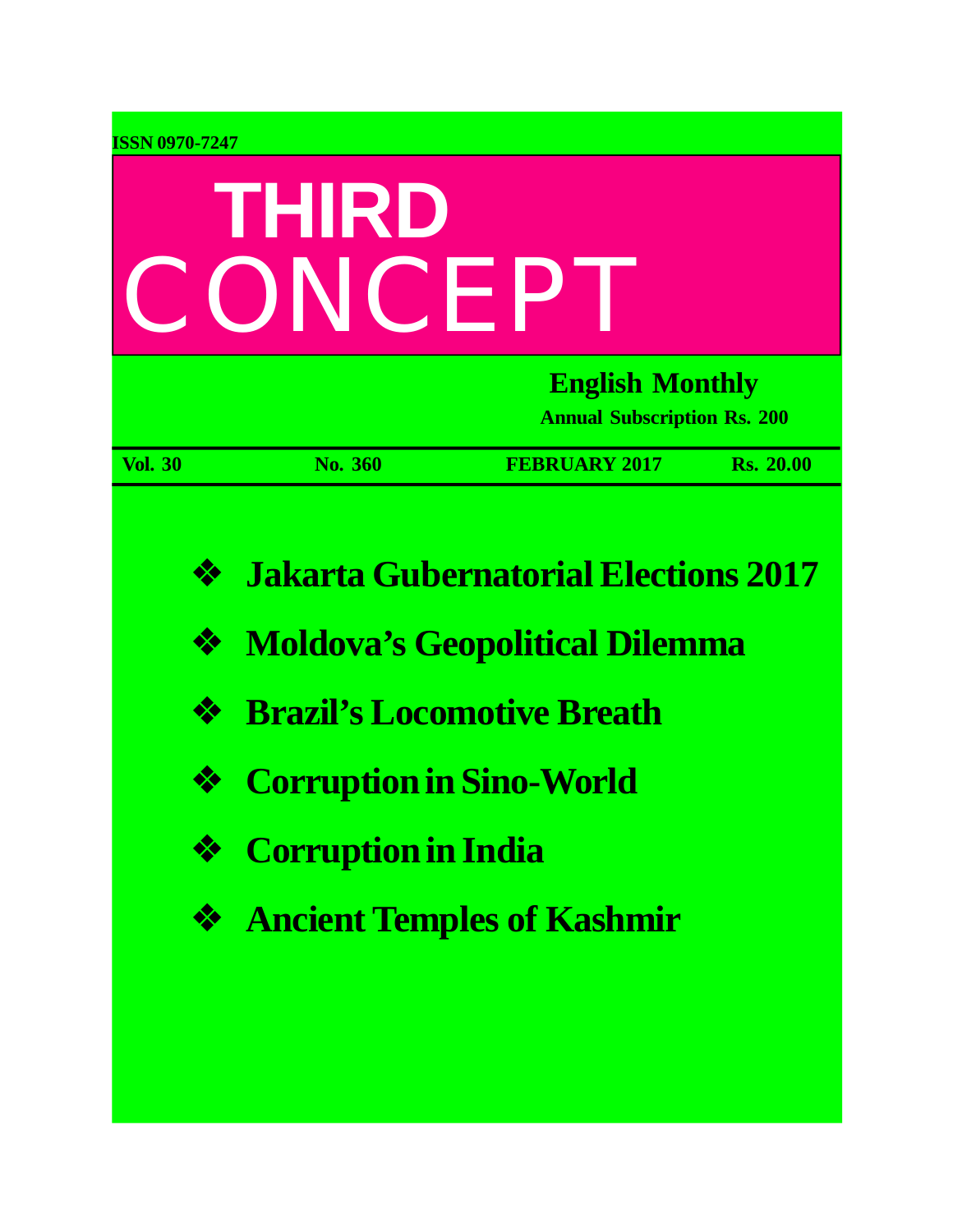ISSN 0970-7247

# THIRD CONCEPT

**English Monthly**

**Annual Subscription Rs. 200**

| Vol. 30 | No. 360 | FEBRUARY 2017 | Rs. 20.00 |
|---|---|---|---|

- **Jakarta Gubernatorial Elections 2017**
- **Moldova's Geopolitical Dilemma**
- **Brazil's Locomotive Breath**
- **Corruption in Sino-World**
- **Corruption in India**
- **Ancient Temples of Kashmir**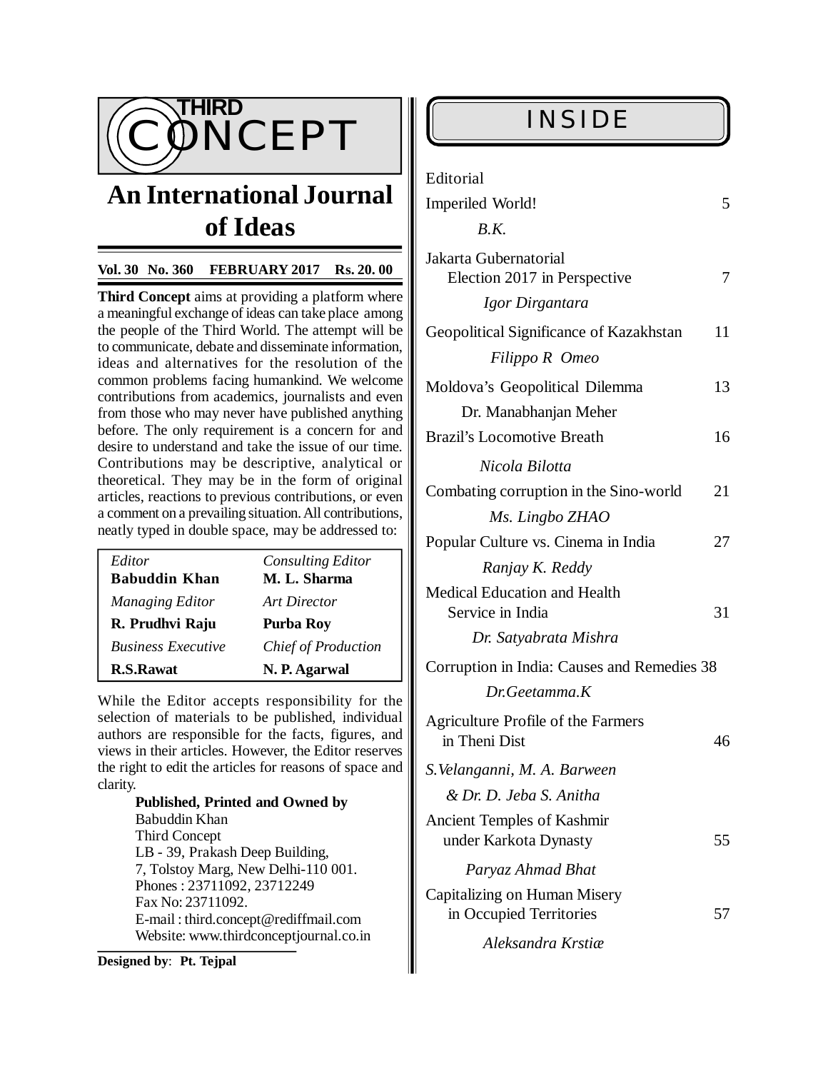# THIRD CONCEPT

## An International Journal of Ideas

**Vol. 30 No. 360 FEBRUARY 2017 Rs. 20. 00**

**Third Concept** aims at providing a platform where a meaningful exchange of ideas can take place among the people of the Third World. The attempt will be to communicate, debate and disseminate information, ideas and alternatives for the resolution of the common problems facing humankind. We welcome contributions from academics, journalists and even from those who may never have published anything before. The only requirement is a concern for and desire to understand and take the issue of our time. Contributions may be descriptive, analytical or theoretical. They may be in the form of original articles, reactions to previous contributions, or even a comment on a prevailing situation. All contributions, neatly typed in double space, may be addressed to:

| | |
|---|---|
| *Editor* | *Consulting Editor* |
| **Babuddin Khan** | **M. L. Sharma** |
| *Managing Editor* | *Art Director* |
| **R. Prudhvi Raju** | **Purba Roy** |
| *Business Executive* | *Chief of Production* |
| **R.S.Rawat** | **N. P. Agarwal** |

While the Editor accepts responsibility for the selection of materials to be published, individual authors are responsible for the facts, figures, and views in their articles. However, the Editor reserves the right to edit the articles for reasons of space and clarity.

**Published, Printed and Owned by**
Babuddin Khan
Third Concept
LB - 39, Prakash Deep Building,
7, Tolstoy Marg, New Delhi-110 001.
Phones : 23711092, 23712249
Fax No: 23711092.
E-mail : third.concept@rediffmail.com
Website: www.thirdconceptjournal.co.in

**Designed by**: **Pt. Tejpal**

## INSIDE

| | |
|---|---|
| Editorial<br>Imperiled World!<br>*B.K.* | 5 |
| Jakarta Gubernatorial Election 2017 in Perspective<br>*Igor Dirgantara* | 7 |
| Geopolitical Significance of Kazakhstan<br>*Filippo R Omeo* | 11 |
| Moldova's Geopolitical Dilemma<br>Dr. Manabhanjan Meher | 13 |
| Brazil's Locomotive Breath<br>*Nicola Bilotta* | 16 |
| Combating corruption in the Sino-world<br>*Ms. Lingbo ZHAO* | 21 |
| Popular Culture vs. Cinema in India<br>*Ranjay K. Reddy* | 27 |
| Medical Education and Health Service in India<br>*Dr. Satyabrata Mishra* | 31 |
| Corruption in India: Causes and Remedies<br>*Dr.Geetamma.K* | 38 |
| Agriculture Profile of the Farmers in Theni Dist<br>*S.Velanganni, M. A. Barween & Dr. D. Jeba S. Anitha* | 46 |
| Ancient Temples of Kashmir under Karkota Dynasty<br>*Paryaz Ahmad Bhat* | 55 |
| Capitalizing on Human Misery in Occupied Territories<br>*Aleksandra Krstiæ* | 57 |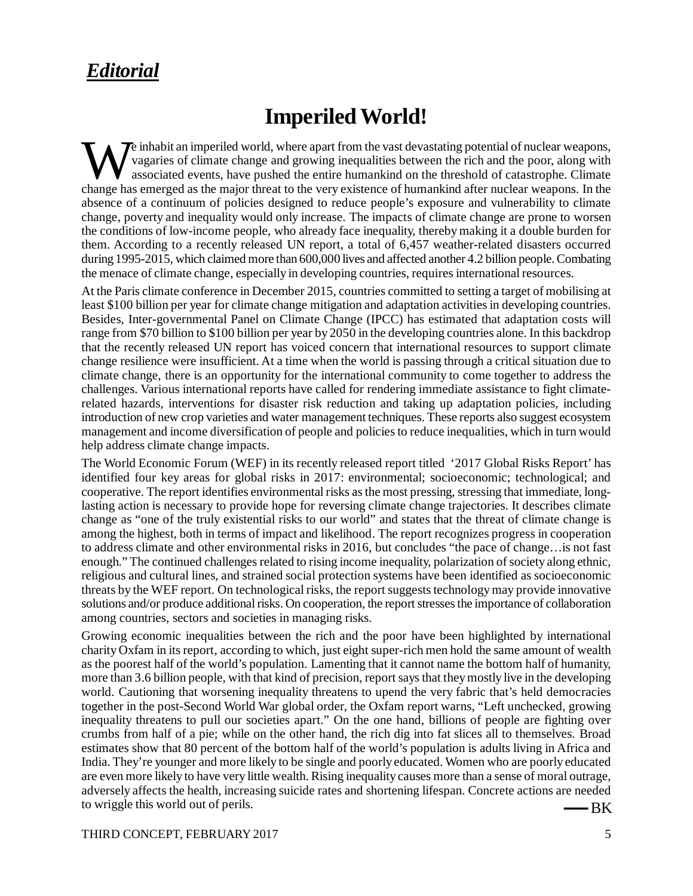## *Editorial*

# Imperiled World!

We inhabit an imperiled world, where apart from the vast devastating potential of nuclear weapons, vagaries of climate change and growing inequalities between the rich and the poor, along with associated events, have pushed the entire humankind on the threshold of catastrophe. Climate change has emerged as the major threat to the very existence of humankind after nuclear weapons. In the absence of a continuum of policies designed to reduce people's exposure and vulnerability to climate change, poverty and inequality would only increase. The impacts of climate change are prone to worsen the conditions of low-income people, who already face inequality, thereby making it a double burden for them. According to a recently released UN report, a total of 6,457 weather-related disasters occurred during 1995-2015, which claimed more than 600,000 lives and affected another 4.2 billion people. Combating the menace of climate change, especially in developing countries, requires international resources.

At the Paris climate conference in December 2015, countries committed to setting a target of mobilising at least $100 billion per year for climate change mitigation and adaptation activities in developing countries. Besides, Inter-governmental Panel on Climate Change (IPCC) has estimated that adaptation costs will range from $70 billion to $100 billion per year by 2050 in the developing countries alone. In this backdrop that the recently released UN report has voiced concern that international resources to support climate change resilience were insufficient. At a time when the world is passing through a critical situation due to climate change, there is an opportunity for the international community to come together to address the challenges. Various international reports have called for rendering immediate assistance to fight climate-related hazards, interventions for disaster risk reduction and taking up adaptation policies, including introduction of new crop varieties and water management techniques. These reports also suggest ecosystem management and income diversification of people and policies to reduce inequalities, which in turn would help address climate change impacts.

The World Economic Forum (WEF) in its recently released report titled '2017 Global Risks Report' has identified four key areas for global risks in 2017: environmental; socioeconomic; technological; and cooperative. The report identifies environmental risks as the most pressing, stressing that immediate, long-lasting action is necessary to provide hope for reversing climate change trajectories. It describes climate change as "one of the truly existential risks to our world" and states that the threat of climate change is among the highest, both in terms of impact and likelihood. The report recognizes progress in cooperation to address climate and other environmental risks in 2016, but concludes "the pace of change…is not fast enough." The continued challenges related to rising income inequality, polarization of society along ethnic, religious and cultural lines, and strained social protection systems have been identified as socioeconomic threats by the WEF report. On technological risks, the report suggests technology may provide innovative solutions and/or produce additional risks. On cooperation, the report stresses the importance of collaboration among countries, sectors and societies in managing risks.

Growing economic inequalities between the rich and the poor have been highlighted by international charity Oxfam in its report, according to which, just eight super-rich men hold the same amount of wealth as the poorest half of the world's population. Lamenting that it cannot name the bottom half of humanity, more than 3.6 billion people, with that kind of precision, report says that they mostly live in the developing world. Cautioning that worsening inequality threatens to upend the very fabric that's held democracies together in the post-Second World War global order, the Oxfam report warns, "Left unchecked, growing inequality threatens to pull our societies apart." On the one hand, billions of people are fighting over crumbs from half of a pie; while on the other hand, the rich dig into fat slices all to themselves. Broad estimates show that 80 percent of the bottom half of the world's population is adults living in Africa and India. They're younger and more likely to be single and poorly educated. Women who are poorly educated are even more likely to have very little wealth. Rising inequality causes more than a sense of moral outrage, adversely affects the health, increasing suicide rates and shortening lifespan. Concrete actions are needed to wriggle this world out of perils.

—BK